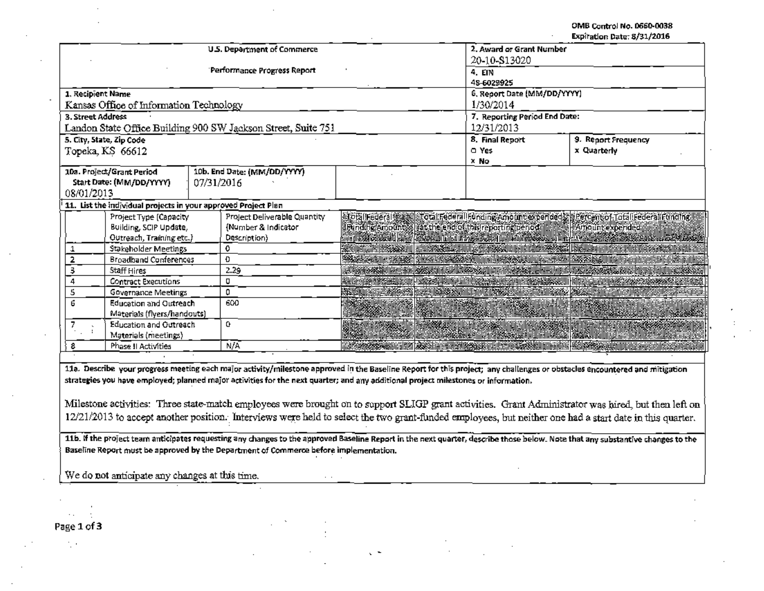OMB Control No. 0660-0038
Expiration Date: 8/31/2016

| U.S. Department of Commerce<br>Performance Progress Report | | 2. Award or Grant Number<br>20-10-S13020 | |
|---|---|---|---|
| | | 4. EIN<br>48-6029925 | |
| 1. Recipient Name<br>Kansas Office of Information Technology | | 6. Report Date (MM/DD/YYYY)<br>1/30/2014 | |
| 3. Street Address<br>Landon State Office Building 900 SW Jackson Street, Suite 751 | | 7. Reporting Period End Date:<br>12/31/2013 | |
| 5. City, State, Zip Code<br>Topeka, KS 66612 | | 8. Final Report<br>☐ Yes<br>x No | 9. Report Frequency<br>x Quarterly |
| 10a. Project/Grant Period<br>Start Date: (MM/DD/YYYY)<br>08/01/2013 | 10b. End Date: (MM/DD/YYYY)<br>07/31/2016 | | |

**11. List the individual projects in your approved Project Plan**

| | Project Type (Capacity Building, SCIP Update, Outreach, Training etc.) | Project Deliverable Quantity (Number & Indicator Description) | Total Federal Funding Amount | Total Federal Funding Amount expended at the end of this reporting period | Percent of Total Federal Funding Amount expended |
|---|---|---|---|---|---|
| 1 | Stakeholder Meetings | 0 | | | |
| 2 | Broadband Conferences | 0 | | | |
| 3 | Staff Hires | 2.29 | | | |
| 4 | Contract Executions | 0 | | | |
| 5 | Governance Meetings | 0 | | | |
| 6 | Education and Outreach Materials (flyers/handouts) | 600 | | | |
| 7 | Education and Outreach Materials (meetings) | 0 | | | |
| 8 | Phase II Activities | N/A | | | |

**11a. Describe your progress meeting each major activity/milestone approved in the Baseline Report for this project; any challenges or obstacles encountered and mitigation strategies you have employed; planned major activities for the next quarter; and any additional project milestones or information.**

Milestone activities: Three state-match employees were brought on to support SLIGP grant activities. Grant Administrator was hired, but then left on 12/21/2013 to accept another position. Interviews were held to select the two grant-funded employees, but neither one had a start date in this quarter.

**11b. If the project team anticipates requesting any changes to the approved Baseline Report in the next quarter, describe those below. Note that any substantive changes to the Baseline Report must be approved by the Department of Commerce before implementation.**

We do not anticipate any changes at this time.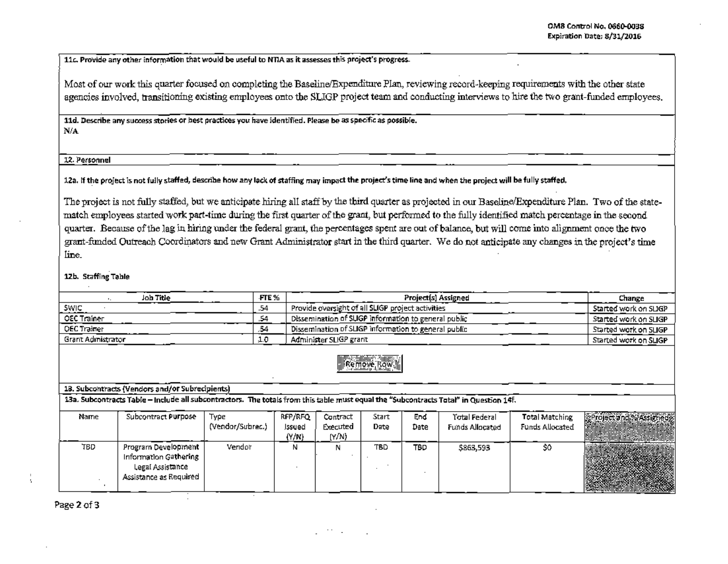**11c. Provide any other information that would be useful to NTIA as it assesses this project's progress.**

Most of our work this quarter focused on completing the Baseline/Expenditure Plan, reviewing record-keeping requirements with the other state agencies involved, transitioning existing employees onto the SLIGP project team and conducting interviews to hire the two grant-funded employees.

**11d. Describe any success stories or best practices you have identified. Please be as specific as possible.**

N/A

## 12. Personnel

**12a. If the project is not fully staffed, describe how any lack of staffing may impact the project's time line and when the project will be fully staffed.**

The project is not fully staffed, but we anticipate hiring all staff by the third quarter as projected in our Baseline/Expenditure Plan. Two of the state-match employees started work part-time during the first quarter of the grant, but performed to the fully identified match percentage in the second quarter. Because of the lag in hiring under the federal grant, the percentages spent are out of balance, but will come into alignment once the two grant-funded Outreach Coordinators and new Grant Administrator start in the third quarter. We do not anticipate any changes in the project's time line.

**12b. Staffing Table**

| Job Title | FTE % | Project(s) Assigned | Change |
|---|---|---|---|
| SWIC | .54 | Provide oversight of all SLIGP project activities | Started work on SLIGP |
| OEC Trainer | .54 | Dissemination of SLIGP information to general public | Started work on SLIGP |
| OEC Trainer | .54 | Dissemination of SLIGP information to general public | Started work on SLIGP |
| Grant Admistrator | 1.0 | Administer SLIGP grant | Started work on SLIGP |

## 13. Subcontracts (Vendors and/or Subrecipients)

**13a. Subcontracts Table – Include all subcontractors. The totals from this table must equal the "Subcontracts Total" in Question 14f.**

| Name | Subcontract Purpose | Type (Vendor/Subrec.) | RFP/RFQ Issued (Y/N) | Contract Executed (Y/N) | Start Date | End Date | Total Federal Funds Allocated | Total Matching Funds Allocated | Project and % Assigned |
|---|---|---|---|---|---|---|---|---|---|
| TBD | Program Development Information Gathering Legal Assistance Assistance as Required | Vendor | N | N | TBD | TBD | $863,593 | $0 | |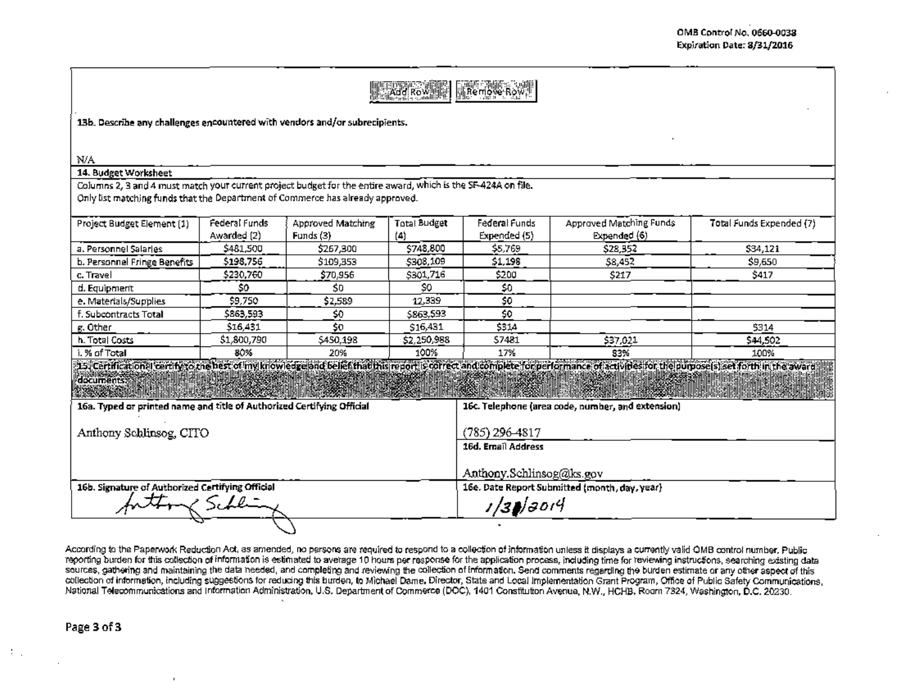OMB Control No. 0660-0038
Expiration Date: 8/31/2016

Add Row | Remove Row

**13b. Describe any challenges encountered with vendors and/or subrecipients.**

N/A

**14. Budget Worksheet**

Columns 2, 3 and 4 must match your current project budget for the entire award, which is the SF-424A on file.
Only list matching funds that the Department of Commerce has already approved.

| Project Budget Element (1) | Federal Funds Awarded (2) | Approved Matching Funds (3) | Total Budget (4) | Federal Funds Expended (5) | Approved Matching Funds Expended (6) | Total Funds Expended (7) |
|---|---|---|---|---|---|---|
| a. Personnel Salaries | $481,500 | $267,300 | $748,800 | $5,769 | $28,352 | $34,121 |
| b. Personnel Fringe Benefits | $198,756 | $109,353 | $308,109 | $1,198 | $8,452 | $9,650 |
| c. Travel | $230,760 | $70,956 | $301,716 | $200 | $217 | $417 |
| d. Equipment | $0 | $0 | $0 | $0 | | |
| e. Materials/Supplies | $9,750 | $2,589 | 12,339 | $0 | | |
| f. Subcontracts Total | $863,593 | $0 | $863,593 | $0 | | |
| g. Other | $16,431 | $0 | $16,431 | $314 | | $314 |
| h. Total Costs | $1,800,790 | $450,198 | $2,250,988 | $7481 | $37,021 | $44,502 |
| i. % of Total | 80% | 20% | 100% | 17% | 83% | 100% |

**15. Certification: I certify to the best of my knowledge and belief that this report is correct and complete for performance of activities for the purpose(s) set forth in the award documents.**

**16a. Typed or printed name and title of Authorized Certifying Official**

Anthony Schlinsog, CITO

**16b. Signature of Authorized Certifying Official**

Anthony Schlinsog

**16c. Telephone (area code, number, and extension)**

(785) 296-4817

**16d. Email Address**

Anthony.Schlinsog@ks.gov

**16e. Date Report Submitted (month, day, year)**

1/31/2014

According to the Paperwork Reduction Act, as amended, no persons are required to respond to a collection of information unless it displays a currently valid OMB control number. Public reporting burden for this collection of information is estimated to average 10 hours per response for the application process, including time for reviewing instructions, searching existing data sources, gathering and maintaining the data needed, and completing and reviewing the collection of information. Send comments regarding the burden estimate or any other aspect of this collection of information, including suggestions for reducing this burden, to Michael Dame, Director, State and Local Implementation Grant Program, Office of Public Safety Communications, National Telecommunications and Information Administration, U.S. Department of Commerce (DOC), 1401 Constitution Avenue, N.W., HCHB, Room 7324, Washington, D.C. 20230.